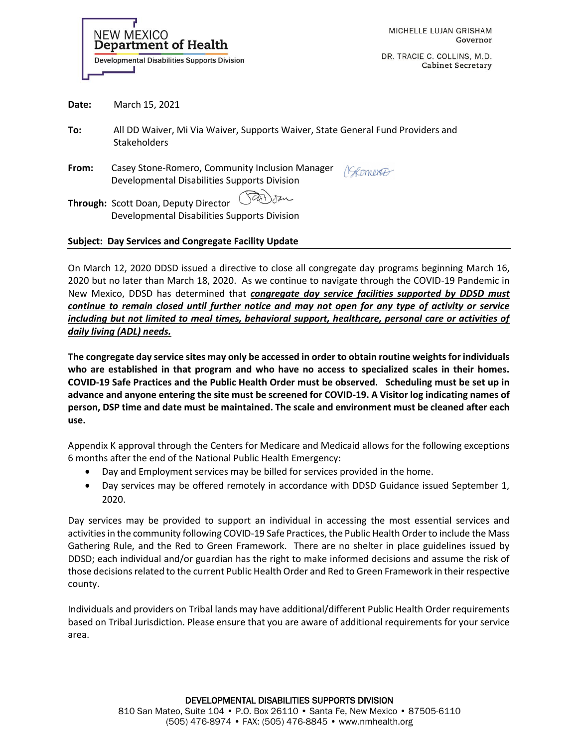NEW MEXICO
**Department of Health**
Developmental Disabilities Supports Division

MICHELLE LUJAN GRISHAM
Governor

DR. TRACIE C. COLLINS, M.D.
Cabinet Secretary

**Date:** March 15, 2021

**To:** All DD Waiver, Mi Via Waiver, Supports Waiver, State General Fund Providers and Stakeholders

**From:** Casey Stone-Romero, Community Inclusion Manager
Developmental Disabilities Supports Division

**Through:** Scott Doan, Deputy Director
Developmental Disabilities Supports Division

**Subject: Day Services and Congregate Facility Update**

On March 12, 2020 DDSD issued a directive to close all congregate day programs beginning March 16, 2020 but no later than March 18, 2020. As we continue to navigate through the COVID-19 Pandemic in New Mexico, DDSD has determined that ***congregate day service facilities supported by DDSD must continue to remain closed until further notice and may not open for any type of activity or service including but not limited to meal times, behavioral support, healthcare, personal care or activities of daily living (ADL) needs.***

**The congregate day service sites may only be accessed in order to obtain routine weights for individuals who are established in that program and who have no access to specialized scales in their homes. COVID-19 Safe Practices and the Public Health Order must be observed. Scheduling must be set up in advance and anyone entering the site must be screened for COVID-19. A Visitor log indicating names of person, DSP time and date must be maintained. The scale and environment must be cleaned after each use.**

Appendix K approval through the Centers for Medicare and Medicaid allows for the following exceptions 6 months after the end of the National Public Health Emergency:

- Day and Employment services may be billed for services provided in the home.
- Day services may be offered remotely in accordance with DDSD Guidance issued September 1, 2020.

Day services may be provided to support an individual in accessing the most essential services and activities in the community following COVID-19 Safe Practices, the Public Health Order to include the Mass Gathering Rule, and the Red to Green Framework. There are no shelter in place guidelines issued by DDSD; each individual and/or guardian has the right to make informed decisions and assume the risk of those decisions related to the current Public Health Order and Red to Green Framework in their respective county.

Individuals and providers on Tribal lands may have additional/different Public Health Order requirements based on Tribal Jurisdiction. Please ensure that you are aware of additional requirements for your service area.

DEVELOPMENTAL DISABILITIES SUPPORTS DIVISION
810 San Mateo, Suite 104 • P.O. Box 26110 • Santa Fe, New Mexico • 87505-6110
(505) 476-8974 • FAX: (505) 476-8845 • www.nmhealth.org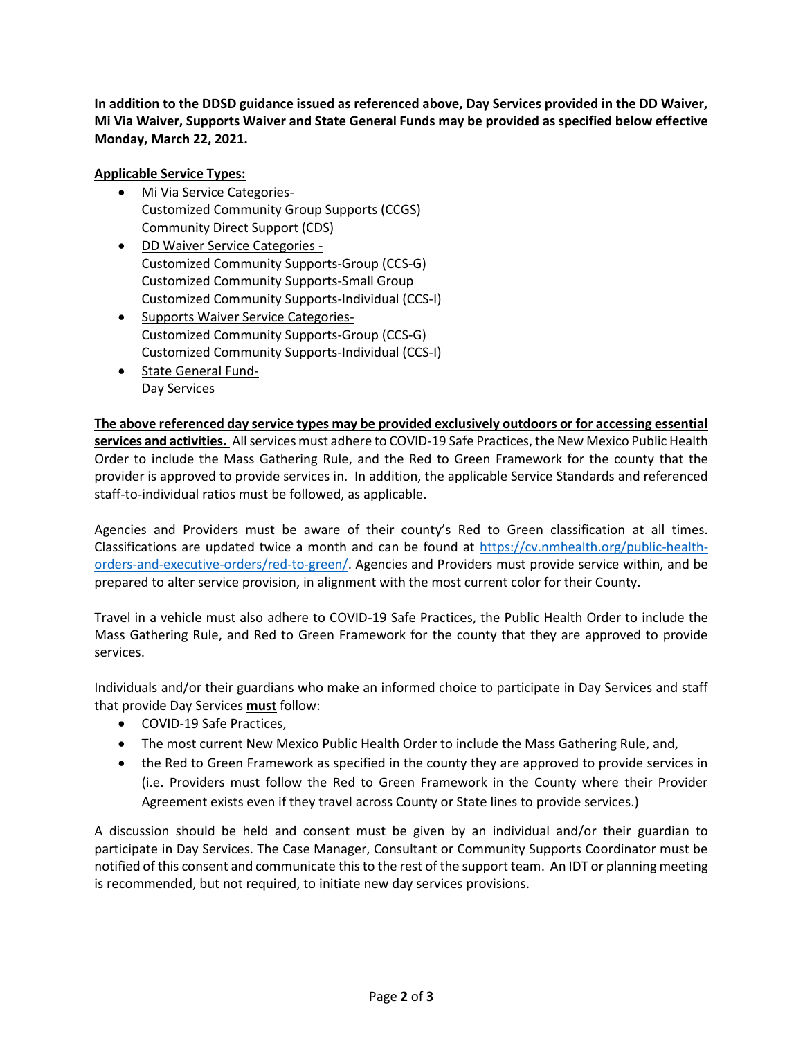**In addition to the DDSD guidance issued as referenced above, Day Services provided in the DD Waiver, Mi Via Waiver, Supports Waiver and State General Funds may be provided as specified below effective Monday, March 22, 2021.**

**Applicable Service Types:**

- Mi Via Service Categories-
  Customized Community Group Supports (CCGS)
  Community Direct Support (CDS)
- DD Waiver Service Categories -
  Customized Community Supports-Group (CCS-G)
  Customized Community Supports-Small Group
  Customized Community Supports-Individual (CCS-I)
- Supports Waiver Service Categories-
  Customized Community Supports-Group (CCS-G)
  Customized Community Supports-Individual (CCS-I)
- State General Fund-
  Day Services

**The above referenced day service types may be provided exclusively outdoors or for accessing essential services and activities.** All services must adhere to COVID-19 Safe Practices, the New Mexico Public Health Order to include the Mass Gathering Rule, and the Red to Green Framework for the county that the provider is approved to provide services in. In addition, the applicable Service Standards and referenced staff-to-individual ratios must be followed, as applicable.

Agencies and Providers must be aware of their county's Red to Green classification at all times. Classifications are updated twice a month and can be found at https://cv.nmhealth.org/public-health-orders-and-executive-orders/red-to-green/. Agencies and Providers must provide service within, and be prepared to alter service provision, in alignment with the most current color for their County.

Travel in a vehicle must also adhere to COVID-19 Safe Practices, the Public Health Order to include the Mass Gathering Rule, and Red to Green Framework for the county that they are approved to provide services.

Individuals and/or their guardians who make an informed choice to participate in Day Services and staff that provide Day Services **must** follow:

- COVID-19 Safe Practices,
- The most current New Mexico Public Health Order to include the Mass Gathering Rule, and,
- the Red to Green Framework as specified in the county they are approved to provide services in (i.e. Providers must follow the Red to Green Framework in the County where their Provider Agreement exists even if they travel across County or State lines to provide services.)

A discussion should be held and consent must be given by an individual and/or their guardian to participate in Day Services. The Case Manager, Consultant or Community Supports Coordinator must be notified of this consent and communicate this to the rest of the support team. An IDT or planning meeting is recommended, but not required, to initiate new day services provisions.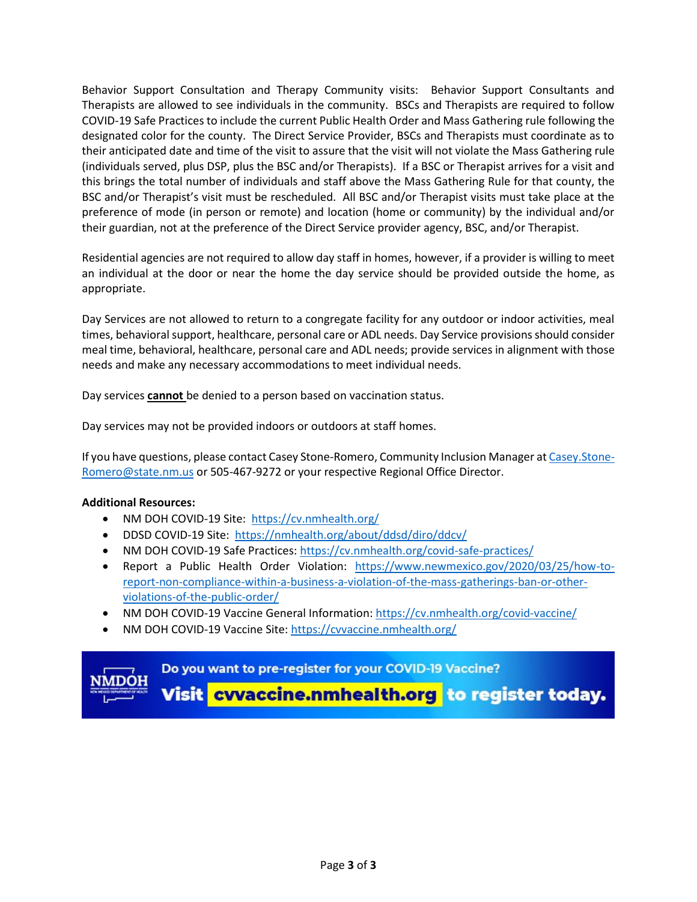Behavior Support Consultation and Therapy Community visits: Behavior Support Consultants and Therapists are allowed to see individuals in the community. BSCs and Therapists are required to follow COVID-19 Safe Practices to include the current Public Health Order and Mass Gathering rule following the designated color for the county. The Direct Service Provider, BSCs and Therapists must coordinate as to their anticipated date and time of the visit to assure that the visit will not violate the Mass Gathering rule (individuals served, plus DSP, plus the BSC and/or Therapists). If a BSC or Therapist arrives for a visit and this brings the total number of individuals and staff above the Mass Gathering Rule for that county, the BSC and/or Therapist's visit must be rescheduled. All BSC and/or Therapist visits must take place at the preference of mode (in person or remote) and location (home or community) by the individual and/or their guardian, not at the preference of the Direct Service provider agency, BSC, and/or Therapist.

Residential agencies are not required to allow day staff in homes, however, if a provider is willing to meet an individual at the door or near the home the day service should be provided outside the home, as appropriate.

Day Services are not allowed to return to a congregate facility for any outdoor or indoor activities, meal times, behavioral support, healthcare, personal care or ADL needs. Day Service provisions should consider meal time, behavioral, healthcare, personal care and ADL needs; provide services in alignment with those needs and make any necessary accommodations to meet individual needs.

Day services **cannot** be denied to a person based on vaccination status.

Day services may not be provided indoors or outdoors at staff homes.

If you have questions, please contact Casey Stone-Romero, Community Inclusion Manager at Casey.Stone-Romero@state.nm.us or 505-467-9272 or your respective Regional Office Director.

**Additional Resources:**

- NM DOH COVID-19 Site: https://cv.nmhealth.org/
- DDSD COVID-19 Site: https://nmhealth.org/about/ddsd/diro/ddcv/
- NM DOH COVID-19 Safe Practices: https://cv.nmhealth.org/covid-safe-practices/
- Report a Public Health Order Violation: https://www.newmexico.gov/2020/03/25/how-to-report-non-compliance-within-a-business-a-violation-of-the-mass-gatherings-ban-or-other-violations-of-the-public-order/
- NM DOH COVID-19 Vaccine General Information: https://cv.nmhealth.org/covid-vaccine/
- NM DOH COVID-19 Vaccine Site: https://cvvaccine.nmhealth.org/

NMDOH

Do you want to pre-register for your COVID-19 Vaccine?

**Visit cvvaccine.nmhealth.org to register today.**